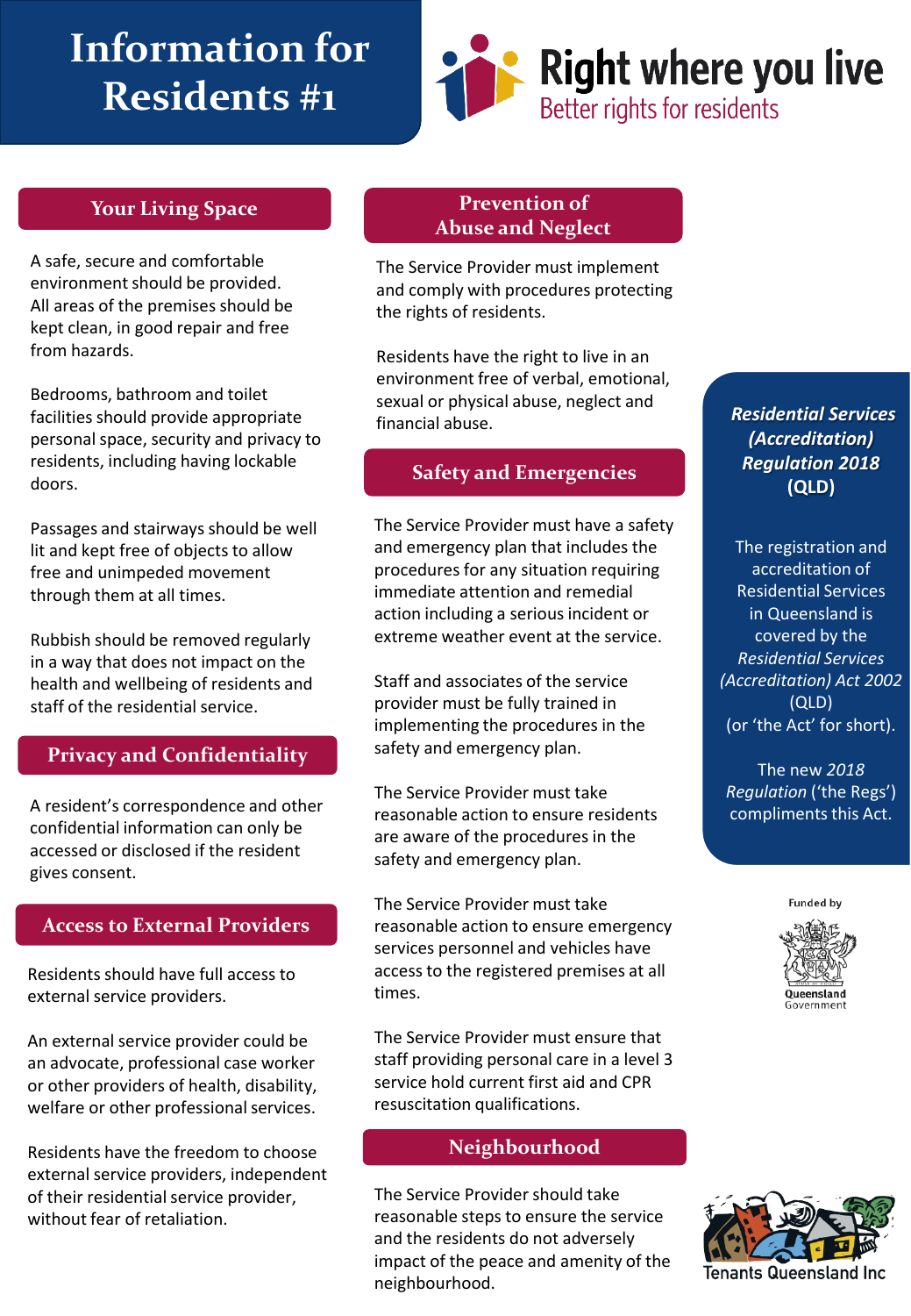# Information for Residents #1

**Right where you live**
Better rights for residents

## Your Living Space

A safe, secure and comfortable environment should be provided. All areas of the premises should be kept clean, in good repair and free from hazards.

Bedrooms, bathroom and toilet facilities should provide appropriate personal space, security and privacy to residents, including having lockable doors.

Passages and stairways should be well lit and kept free of objects to allow free and unimpeded movement through them at all times.

Rubbish should be removed regularly in a way that does not impact on the health and wellbeing of residents and staff of the residential service.

## Privacy and Confidentiality

A resident's correspondence and other confidential information can only be accessed or disclosed if the resident gives consent.

## Access to External Providers

Residents should have full access to external service providers.

An external service provider could be an advocate, professional case worker or other providers of health, disability, welfare or other professional services.

Residents have the freedom to choose external service providers, independent of their residential service provider, without fear of retaliation.

## Prevention of Abuse and Neglect

The Service Provider must implement and comply with procedures protecting the rights of residents.

Residents have the right to live in an environment free of verbal, emotional, sexual or physical abuse, neglect and financial abuse.

## Safety and Emergencies

The Service Provider must have a safety and emergency plan that includes the procedures for any situation requiring immediate attention and remedial action including a serious incident or extreme weather event at the service.

Staff and associates of the service provider must be fully trained in implementing the procedures in the safety and emergency plan.

The Service Provider must take reasonable action to ensure residents are aware of the procedures in the safety and emergency plan.

The Service Provider must take reasonable action to ensure emergency services personnel and vehicles have access to the registered premises at all times.

The Service Provider must ensure that staff providing personal care in a level 3 service hold current first aid and CPR resuscitation qualifications.

## Neighbourhood

The Service Provider should take reasonable steps to ensure the service and the residents do not adversely impact of the peace and amenity of the neighbourhood.

## *Residential Services (Accreditation) Regulation 2018* (QLD)

The registration and accreditation of Residential Services in Queensland is covered by the *Residential Services (Accreditation) Act 2002* (QLD) (or 'the Act' for short).

The new *2018 Regulation* ('the Regs') compliments this Act.

Funded by Queensland Government

Tenants Queensland Inc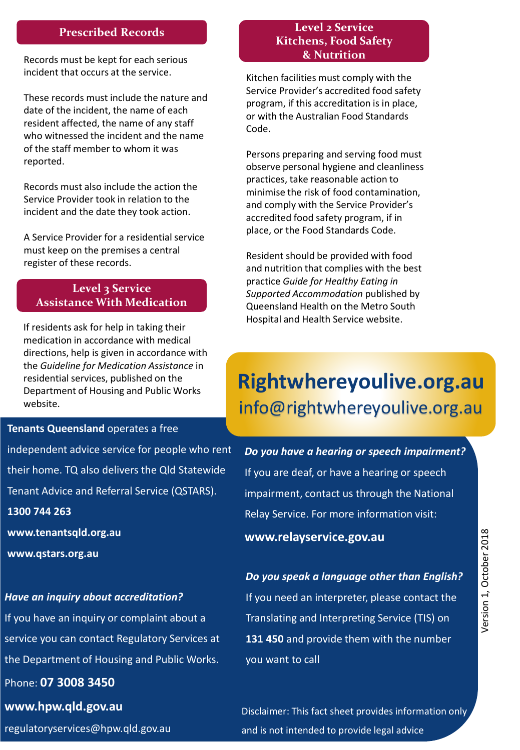## Prescribed Records

Records must be kept for each serious incident that occurs at the service.

These records must include the nature and date of the incident, the name of each resident affected, the name of any staff who witnessed the incident and the name of the staff member to whom it was reported.

Records must also include the action the Service Provider took in relation to the incident and the date they took action.

A Service Provider for a residential service must keep on the premises a central register of these records.

## Level 3 Service Assistance With Medication

If residents ask for help in taking their medication in accordance with medical directions, help is given in accordance with the *Guideline for Medication Assistance* in residential services, published on the Department of Housing and Public Works website.

## Level 2 Service Kitchens, Food Safety & Nutrition

Kitchen facilities must comply with the Service Provider's accredited food safety program, if this accreditation is in place, or with the Australian Food Standards Code.

Persons preparing and serving food must observe personal hygiene and cleanliness practices, take reasonable action to minimise the risk of food contamination, and comply with the Service Provider's accredited food safety program, if in place, or the Food Standards Code.

Resident should be provided with food and nutrition that complies with the best practice *Guide for Healthy Eating in Supported Accommodation* published by Queensland Health on the Metro South Hospital and Health Service website.

**Rightwhereyoulive.org.au**
info@rightwhereyoulive.org.au

**Tenants Queensland** operates a free independent advice service for people who rent their home. TQ also delivers the Qld Statewide Tenant Advice and Referral Service (QSTARS).

**1300 744 263**

**www.tenantsqld.org.au**

**www.qstars.org.au**

***Have an inquiry about accreditation?***

If you have an inquiry or complaint about a service you can contact Regulatory Services at the Department of Housing and Public Works.

Phone: **07 3008 3450**

**www.hpw.qld.gov.au**

regulatoryservices@hpw.qld.gov.au

***Do you have a hearing or speech impairment?***

If you are deaf, or have a hearing or speech impairment, contact us through the National Relay Service. For more information visit:

**www.relayservice.gov.au**

***Do you speak a language other than English?***

If you need an interpreter, please contact the Translating and Interpreting Service (TIS) on **131 450** and provide them with the number you want to call

Disclaimer: This fact sheet provides information only and is not intended to provide legal advice

Version 1, October 2018